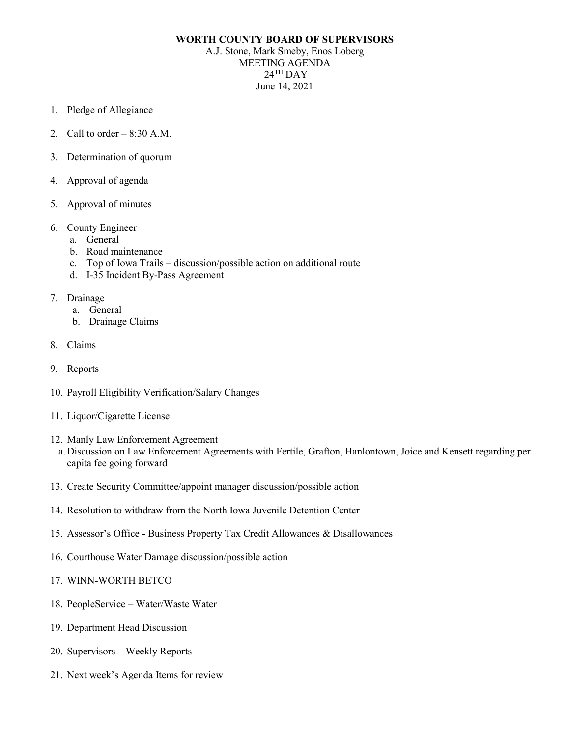**WORTH COUNTY BOARD OF SUPERVISORS**

A.J. Stone, Mark Smeby, Enos Loberg

MEETING AGENDA

24TH DAY

June 14, 2021

1. Pledge of Allegiance
2. Call to order – 8:30 A.M.
3. Determination of quorum
4. Approval of agenda
5. Approval of minutes
6. County Engineer
   a. General
   b. Road maintenance
   c. Top of Iowa Trails – discussion/possible action on additional route
   d. I-35 Incident By-Pass Agreement
7. Drainage
   a. General
   b. Drainage Claims
8. Claims
9. Reports
10. Payroll Eligibility Verification/Salary Changes
11. Liquor/Cigarette License
12. Manly Law Enforcement Agreement
   a. Discussion on Law Enforcement Agreements with Fertile, Grafton, Hanlontown, Joice and Kensett regarding per capita fee going forward
13. Create Security Committee/appoint manager discussion/possible action
14. Resolution to withdraw from the North Iowa Juvenile Detention Center
15. Assessor's Office - Business Property Tax Credit Allowances & Disallowances
16. Courthouse Water Damage discussion/possible action
17. WINN-WORTH BETCO
18. PeopleService – Water/Waste Water
19. Department Head Discussion
20. Supervisors – Weekly Reports
21. Next week's Agenda Items for review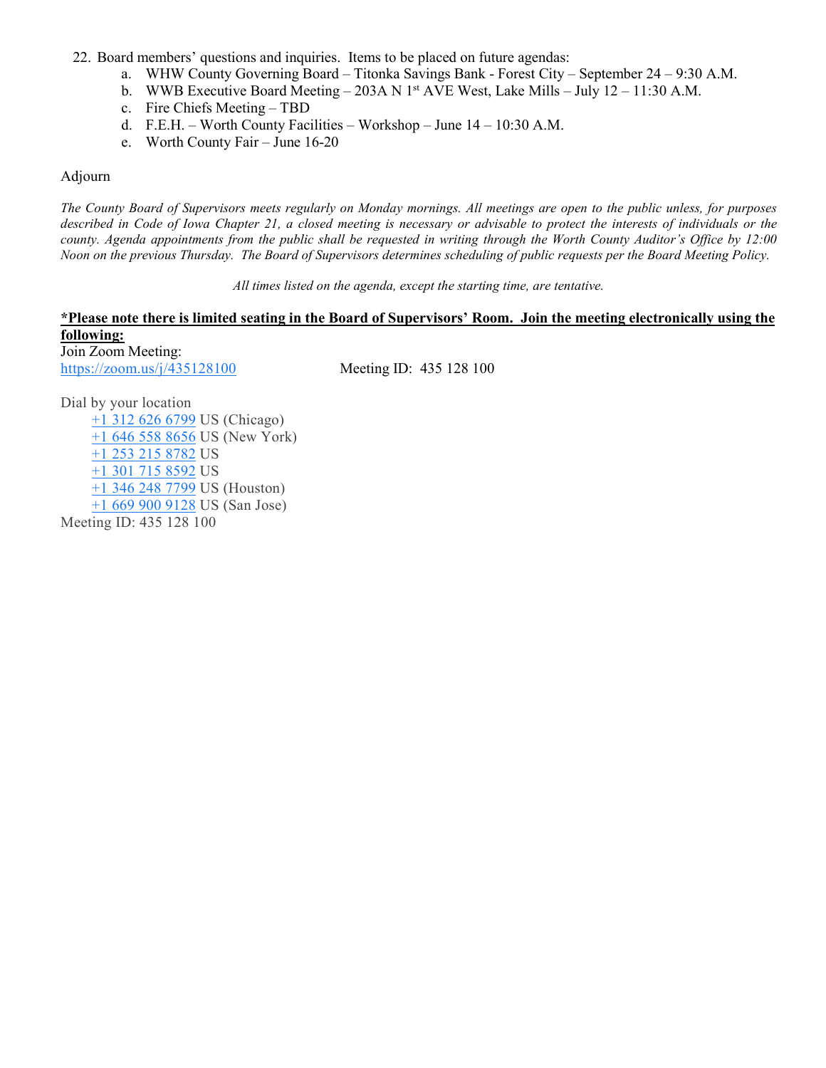22. Board members' questions and inquiries. Items to be placed on future agendas:
    a. WHW County Governing Board – Titonka Savings Bank - Forest City – September 24 – 9:30 A.M.
    b. WWB Executive Board Meeting – 203A N 1st AVE West, Lake Mills – July 12 – 11:30 A.M.
    c. Fire Chiefs Meeting – TBD
    d. F.E.H. – Worth County Facilities – Workshop – June 14 – 10:30 A.M.
    e. Worth County Fair – June 16-20

Adjourn

*The County Board of Supervisors meets regularly on Monday mornings. All meetings are open to the public unless, for purposes described in Code of Iowa Chapter 21, a closed meeting is necessary or advisable to protect the interests of individuals or the county. Agenda appointments from the public shall be requested in writing through the Worth County Auditor's Office by 12:00 Noon on the previous Thursday. The Board of Supervisors determines scheduling of public requests per the Board Meeting Policy.*

*All times listed on the agenda, except the starting time, are tentative.*

**\*Please note there is limited seating in the Board of Supervisors' Room. Join the meeting electronically using the following:**

Join Zoom Meeting:
https://zoom.us/j/435128100 Meeting ID: 435 128 100

Dial by your location
- +1 312 626 6799 US (Chicago)
- +1 646 558 8656 US (New York)
- +1 253 215 8782 US
- +1 301 715 8592 US
- +1 346 248 7799 US (Houston)
- +1 669 900 9128 US (San Jose)

Meeting ID: 435 128 100